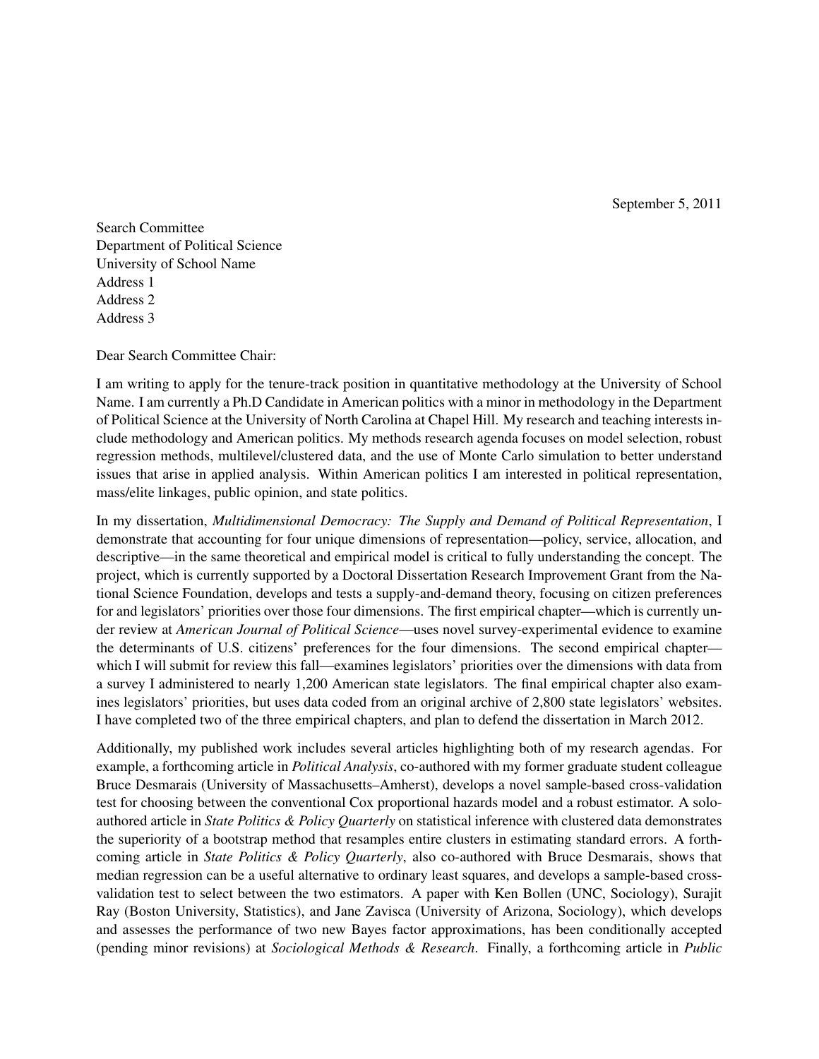September 5, 2011

Search Committee
Department of Political Science
University of School Name
Address 1
Address 2
Address 3

Dear Search Committee Chair:

I am writing to apply for the tenure-track position in quantitative methodology at the University of School Name. I am currently a Ph.D Candidate in American politics with a minor in methodology in the Department of Political Science at the University of North Carolina at Chapel Hill. My research and teaching interests include methodology and American politics. My methods research agenda focuses on model selection, robust regression methods, multilevel/clustered data, and the use of Monte Carlo simulation to better understand issues that arise in applied analysis. Within American politics I am interested in political representation, mass/elite linkages, public opinion, and state politics.

In my dissertation, *Multidimensional Democracy: The Supply and Demand of Political Representation*, I demonstrate that accounting for four unique dimensions of representation—policy, service, allocation, and descriptive—in the same theoretical and empirical model is critical to fully understanding the concept. The project, which is currently supported by a Doctoral Dissertation Research Improvement Grant from the National Science Foundation, develops and tests a supply-and-demand theory, focusing on citizen preferences for and legislators' priorities over those four dimensions. The first empirical chapter—which is currently under review at *American Journal of Political Science*—uses novel survey-experimental evidence to examine the determinants of U.S. citizens' preferences for the four dimensions. The second empirical chapter—which I will submit for review this fall—examines legislators' priorities over the dimensions with data from a survey I administered to nearly 1,200 American state legislators. The final empirical chapter also examines legislators' priorities, but uses data coded from an original archive of 2,800 state legislators' websites. I have completed two of the three empirical chapters, and plan to defend the dissertation in March 2012.

Additionally, my published work includes several articles highlighting both of my research agendas. For example, a forthcoming article in *Political Analysis*, co-authored with my former graduate student colleague Bruce Desmarais (University of Massachusetts–Amherst), develops a novel sample-based cross-validation test for choosing between the conventional Cox proportional hazards model and a robust estimator. A solo-authored article in *State Politics & Policy Quarterly* on statistical inference with clustered data demonstrates the superiority of a bootstrap method that resamples entire clusters in estimating standard errors. A forthcoming article in *State Politics & Policy Quarterly*, also co-authored with Bruce Desmarais, shows that median regression can be a useful alternative to ordinary least squares, and develops a sample-based cross-validation test to select between the two estimators. A paper with Ken Bollen (UNC, Sociology), Surajit Ray (Boston University, Statistics), and Jane Zavisca (University of Arizona, Sociology), which develops and assesses the performance of two new Bayes factor approximations, has been conditionally accepted (pending minor revisions) at *Sociological Methods & Research*. Finally, a forthcoming article in *Public*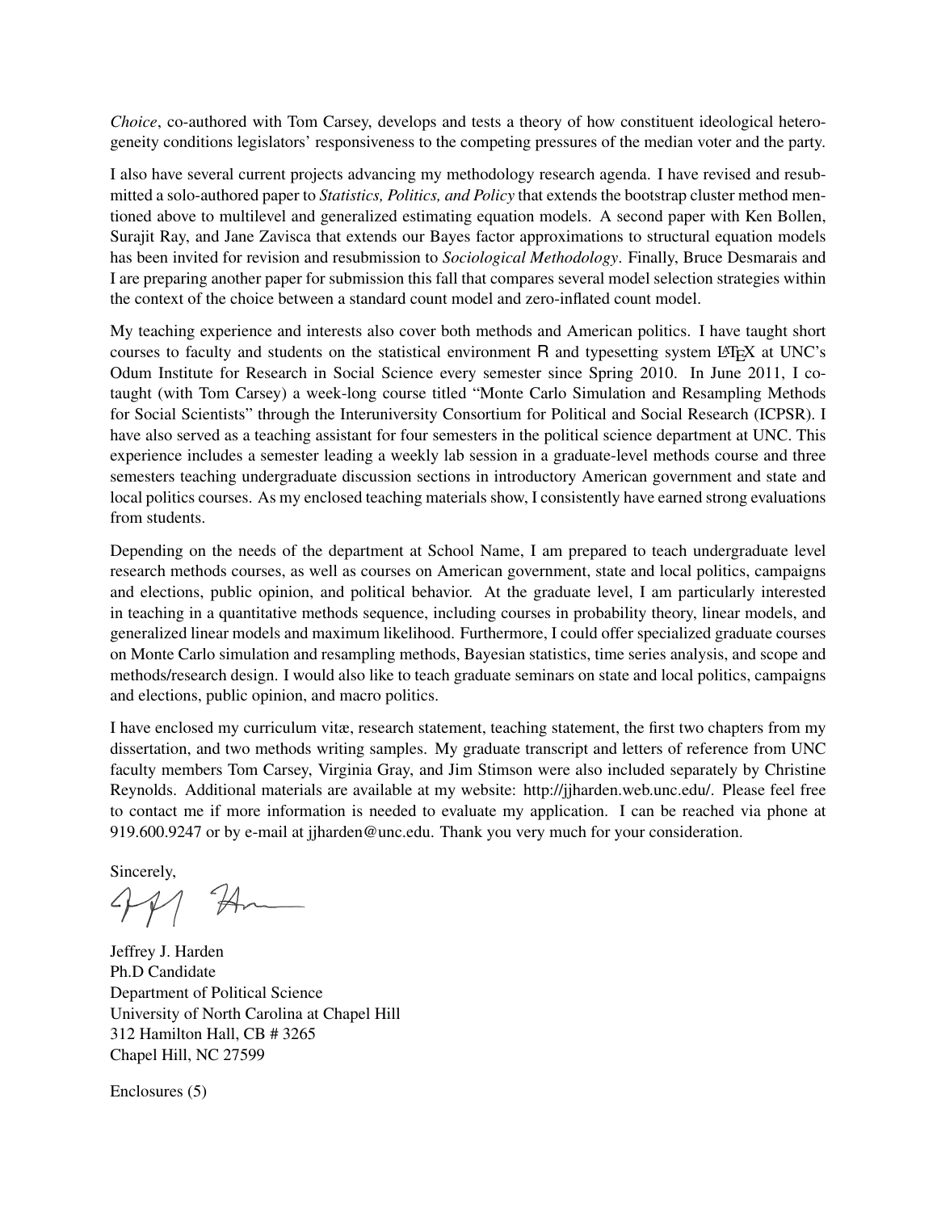*Choice*, co-authored with Tom Carsey, develops and tests a theory of how constituent ideological heterogeneity conditions legislators' responsiveness to the competing pressures of the median voter and the party.

I also have several current projects advancing my methodology research agenda. I have revised and resubmitted a solo-authored paper to *Statistics, Politics, and Policy* that extends the bootstrap cluster method mentioned above to multilevel and generalized estimating equation models. A second paper with Ken Bollen, Surajit Ray, and Jane Zavisca that extends our Bayes factor approximations to structural equation models has been invited for revision and resubmission to *Sociological Methodology*. Finally, Bruce Desmarais and I are preparing another paper for submission this fall that compares several model selection strategies within the context of the choice between a standard count model and zero-inflated count model.

My teaching experience and interests also cover both methods and American politics. I have taught short courses to faculty and students on the statistical environment R and typesetting system LaTeX at UNC's Odum Institute for Research in Social Science every semester since Spring 2010. In June 2011, I co-taught (with Tom Carsey) a week-long course titled "Monte Carlo Simulation and Resampling Methods for Social Scientists" through the Interuniversity Consortium for Political and Social Research (ICPSR). I have also served as a teaching assistant for four semesters in the political science department at UNC. This experience includes a semester leading a weekly lab session in a graduate-level methods course and three semesters teaching undergraduate discussion sections in introductory American government and state and local politics courses. As my enclosed teaching materials show, I consistently have earned strong evaluations from students.

Depending on the needs of the department at School Name, I am prepared to teach undergraduate level research methods courses, as well as courses on American government, state and local politics, campaigns and elections, public opinion, and political behavior. At the graduate level, I am particularly interested in teaching in a quantitative methods sequence, including courses in probability theory, linear models, and generalized linear models and maximum likelihood. Furthermore, I could offer specialized graduate courses on Monte Carlo simulation and resampling methods, Bayesian statistics, time series analysis, and scope and methods/research design. I would also like to teach graduate seminars on state and local politics, campaigns and elections, public opinion, and macro politics.

I have enclosed my curriculum vitæ, research statement, teaching statement, the first two chapters from my dissertation, and two methods writing samples. My graduate transcript and letters of reference from UNC faculty members Tom Carsey, Virginia Gray, and Jim Stimson were also included separately by Christine Reynolds. Additional materials are available at my website: http://jjharden.web.unc.edu/. Please feel free to contact me if more information is needed to evaluate my application. I can be reached via phone at 919.600.9247 or by e-mail at jjharden@unc.edu. Thank you very much for your consideration.

Sincerely,

Jeffrey J. Harden  
Ph.D Candidate  
Department of Political Science  
University of North Carolina at Chapel Hill  
312 Hamilton Hall, CB # 3265  
Chapel Hill, NC 27599

Enclosures (5)